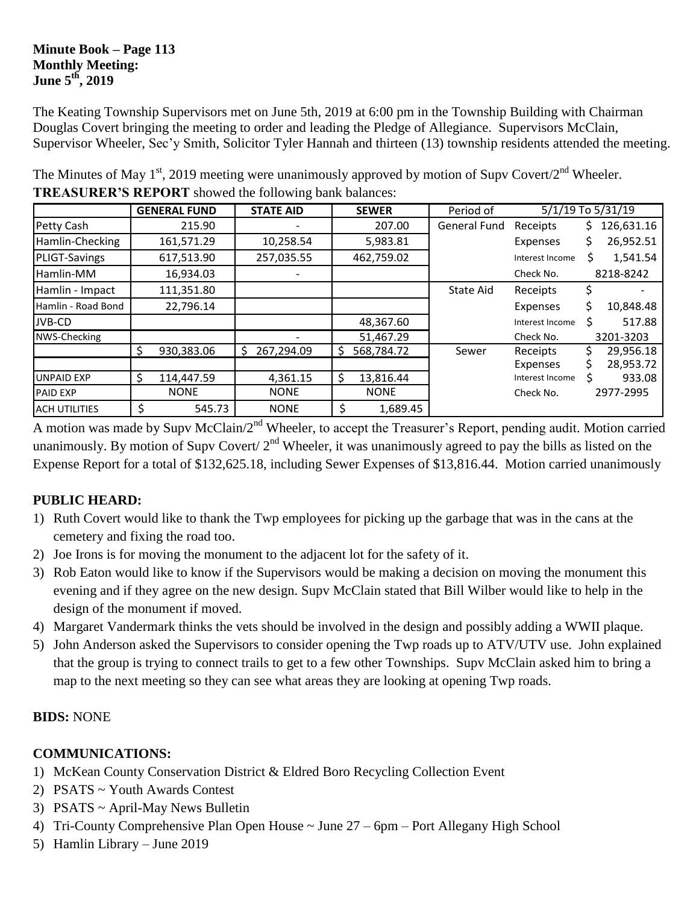**Minute Book – Page 113**
**Monthly Meeting:**
**June 5th, 2019**

The Keating Township Supervisors met on June 5th, 2019 at 6:00 pm in the Township Building with Chairman Douglas Covert bringing the meeting to order and leading the Pledge of Allegiance. Supervisors McClain, Supervisor Wheeler, Sec'y Smith, Solicitor Tyler Hannah and thirteen (13) township residents attended the meeting.

The Minutes of May 1st, 2019 meeting were unanimously approved by motion of Supv Covert/2nd Wheeler.
**TREASURER'S REPORT** showed the following bank balances:

| | GENERAL FUND | STATE AID | SEWER | Period of | 5/1/19 To 5/31/19 | |
|---|---|---|---|---|---|---|
| Petty Cash | 215.90 | - | 207.00 | General Fund | Receipts | $ 126,631.16 |
| Hamlin-Checking | 161,571.29 | 10,258.54 | 5,983.81 | | Expenses | $ 26,952.51 |
| PLIGT-Savings | 617,513.90 | 257,035.55 | 462,759.02 | | Interest Income | $ 1,541.54 |
| Hamlin-MM | 16,934.03 | - | | | Check No. | 8218-8242 |
| Hamlin - Impact | 111,351.80 | | | State Aid | Receipts | $ - |
| Hamlin - Road Bond | 22,796.14 | | | | Expenses | $ 10,848.48 |
| JVB-CD | | | 48,367.60 | | Interest Income | $ 517.88 |
| NWS-Checking | | - | 51,467.29 | | Check No. | 3201-3203 |
| | $ 930,383.06 | $ 267,294.09 | $ 568,784.72 | Sewer | Receipts | $ 29,956.18 |
| | | | | | Expenses | $ 28,953.72 |
| UNPAID EXP | $ 114,447.59 | 4,361.15 | $ 13,816.44 | | Interest Income | $ 933.08 |
| PAID EXP | NONE | NONE | NONE | | Check No. | 2977-2995 |
| ACH UTILITIES | $ 545.73 | NONE | $ 1,689.45 | | | |

A motion was made by Supv McClain/2nd Wheeler, to accept the Treasurer's Report, pending audit. Motion carried unanimously. By motion of Supv Covert/ 2nd Wheeler, it was unanimously agreed to pay the bills as listed on the Expense Report for a total of $132,625.18, including Sewer Expenses of $13,816.44. Motion carried unanimously

**PUBLIC HEARD:**

1) Ruth Covert would like to thank the Twp employees for picking up the garbage that was in the cans at the cemetery and fixing the road too.
2) Joe Irons is for moving the monument to the adjacent lot for the safety of it.
3) Rob Eaton would like to know if the Supervisors would be making a decision on moving the monument this evening and if they agree on the new design. Supv McClain stated that Bill Wilber would like to help in the design of the monument if moved.
4) Margaret Vandermark thinks the vets should be involved in the design and possibly adding a WWII plaque.
5) John Anderson asked the Supervisors to consider opening the Twp roads up to ATV/UTV use. John explained that the group is trying to connect trails to get to a few other Townships. Supv McClain asked him to bring a map to the next meeting so they can see what areas they are looking at opening Twp roads.

**BIDS:** NONE

**COMMUNICATIONS:**

1) McKean County Conservation District & Eldred Boro Recycling Collection Event
2) PSATS ~ Youth Awards Contest
3) PSATS ~ April-May News Bulletin
4) Tri-County Comprehensive Plan Open House ~ June 27 – 6pm – Port Allegany High School
5) Hamlin Library – June 2019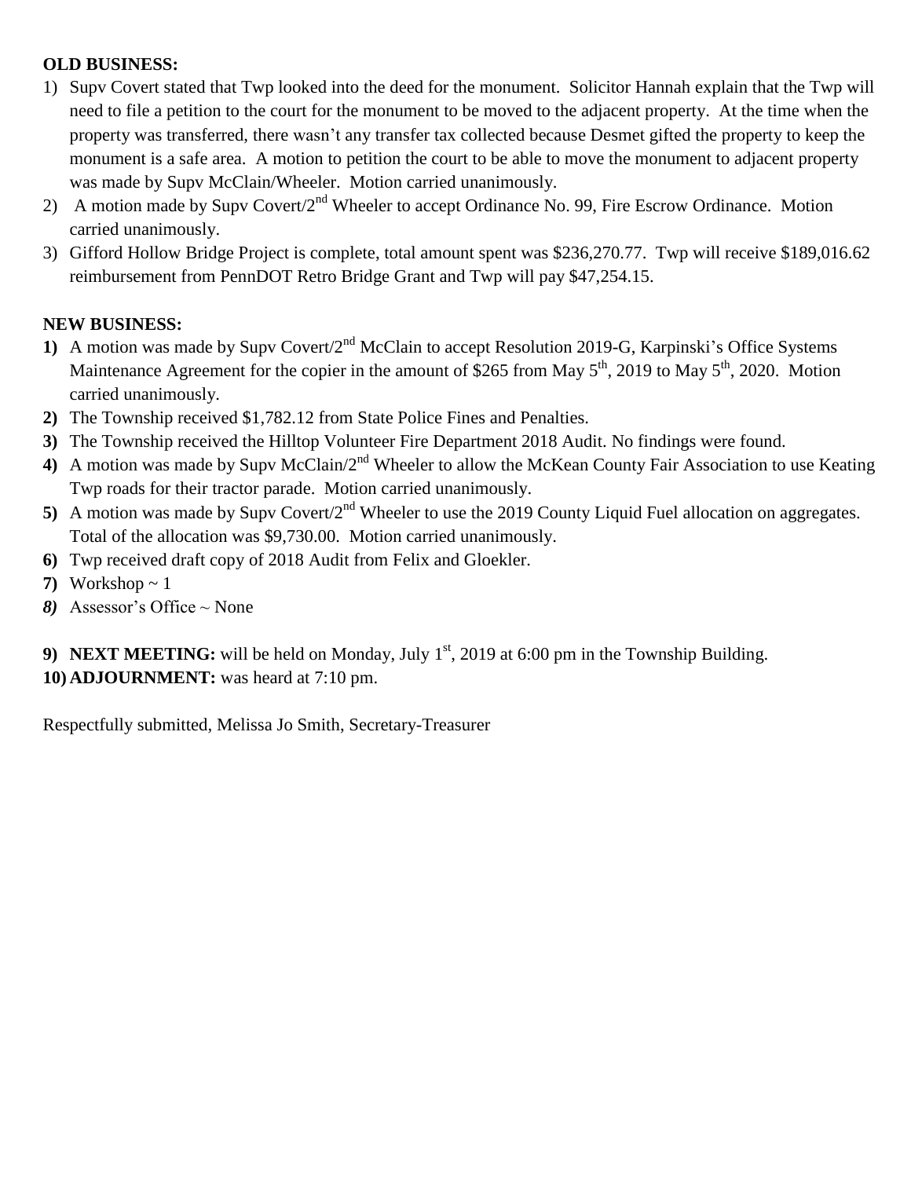**OLD BUSINESS:**

1) Supv Covert stated that Twp looked into the deed for the monument. Solicitor Hannah explain that the Twp will need to file a petition to the court for the monument to be moved to the adjacent property. At the time when the property was transferred, there wasn't any transfer tax collected because Desmet gifted the property to keep the monument is a safe area. A motion to petition the court to be able to move the monument to adjacent property was made by Supv McClain/Wheeler. Motion carried unanimously.
2) A motion made by Supv Covert/2nd Wheeler to accept Ordinance No. 99, Fire Escrow Ordinance. Motion carried unanimously.
3) Gifford Hollow Bridge Project is complete, total amount spent was $236,270.77. Twp will receive $189,016.62 reimbursement from PennDOT Retro Bridge Grant and Twp will pay $47,254.15.

**NEW BUSINESS:**

**1)** A motion was made by Supv Covert/2nd McClain to accept Resolution 2019-G, Karpinski's Office Systems Maintenance Agreement for the copier in the amount of $265 from May 5th, 2019 to May 5th, 2020. Motion carried unanimously.
**2)** The Township received $1,782.12 from State Police Fines and Penalties.
**3)** The Township received the Hilltop Volunteer Fire Department 2018 Audit. No findings were found.
**4)** A motion was made by Supv McClain/2nd Wheeler to allow the McKean County Fair Association to use Keating Twp roads for their tractor parade. Motion carried unanimously.
**5)** A motion was made by Supv Covert/2nd Wheeler to use the 2019 County Liquid Fuel allocation on aggregates. Total of the allocation was $9,730.00. Motion carried unanimously.
**6)** Twp received draft copy of 2018 Audit from Felix and Gloekler.
**7)** Workshop ~ 1
***8)*** Assessor's Office ~ None

**9) NEXT MEETING:** will be held on Monday, July 1st, 2019 at 6:00 pm in the Township Building.
**10) ADJOURNMENT:** was heard at 7:10 pm.

Respectfully submitted, Melissa Jo Smith, Secretary-Treasurer